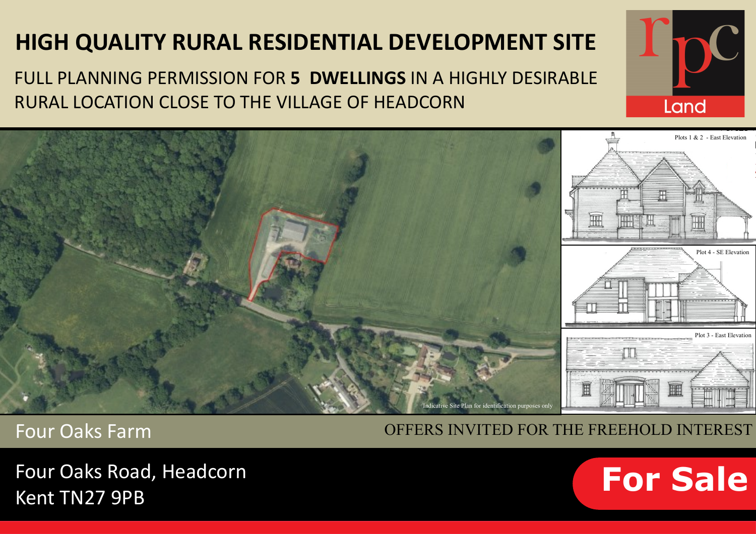# HIGH QUALITY RURAL RESIDENTIAL DEVELOPMENT SITE

FULL PLANNING PERMISSION FOR **5 DWELLINGS** IN A HIGHLY DESIRABLE RURAL LOCATION CLOSE TO THE VILLAGE OF HEADCORN

Plots 1 & 2 - East Elevation

Plot 4 - SE Elevation

Plot 3 - East Elevation

Indicative Site Plan for identification purposes only

## Four Oaks Farm

OFFERS INVITED FOR THE FREEHOLD INTEREST

Four Oaks Road, Headcorn
Kent TN27 9PB

**For Sale**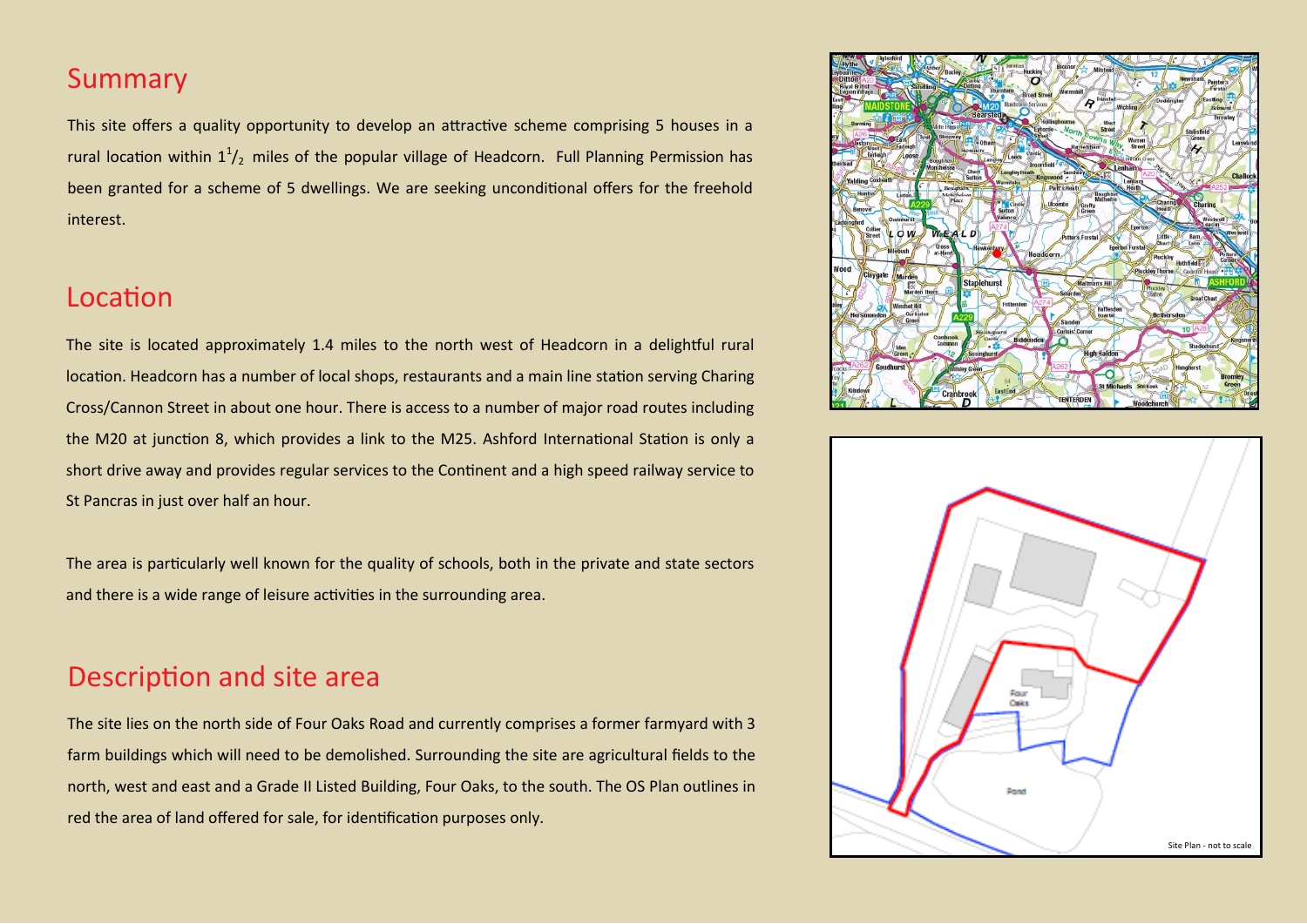## Summary

This site offers a quality opportunity to develop an attractive scheme comprising 5 houses in a rural location within $1^1/_2$ miles of the popular village of Headcorn. Full Planning Permission has been granted for a scheme of 5 dwellings. We are seeking unconditional offers for the freehold interest.

## Location

The site is located approximately 1.4 miles to the north west of Headcorn in a delightful rural location. Headcorn has a number of local shops, restaurants and a main line station serving Charing Cross/Cannon Street in about one hour. There is access to a number of major road routes including the M20 at junction 8, which provides a link to the M25. Ashford International Station is only a short drive away and provides regular services to the Continent and a high speed railway service to St Pancras in just over half an hour.

The area is particularly well known for the quality of schools, both in the private and state sectors and there is a wide range of leisure activities in the surrounding area.

## Description and site area

The site lies on the north side of Four Oaks Road and currently comprises a former farmyard with 3 farm buildings which will need to be demolished. Surrounding the site are agricultural fields to the north, west and east and a Grade II Listed Building, Four Oaks, to the south. The OS Plan outlines in red the area of land offered for sale, for identification purposes only.

Site Plan - not to scale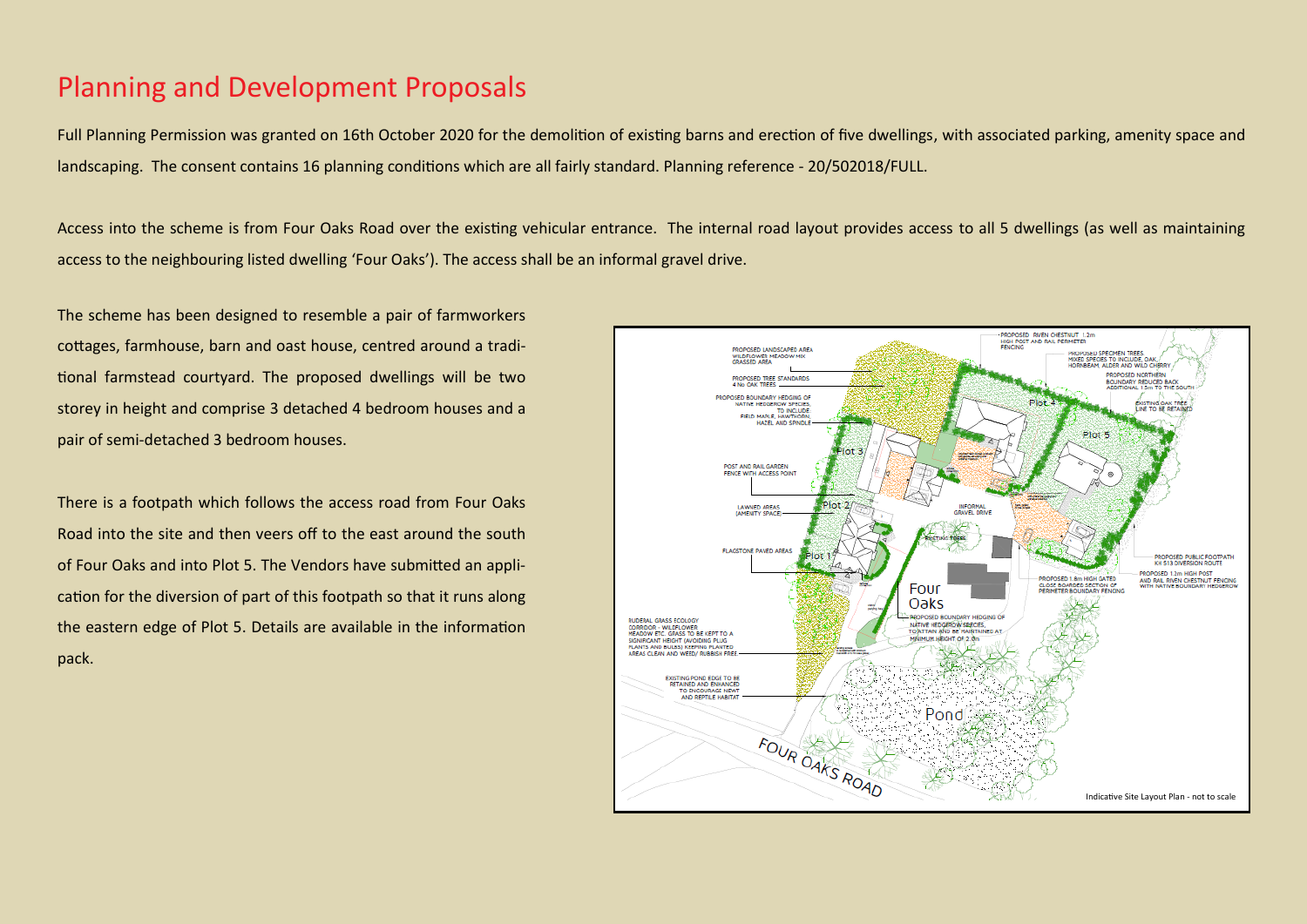# Planning and Development Proposals

Full Planning Permission was granted on 16th October 2020 for the demolition of existing barns and erection of five dwellings, with associated parking, amenity space and landscaping. The consent contains 16 planning conditions which are all fairly standard. Planning reference - 20/502018/FULL.

Access into the scheme is from Four Oaks Road over the existing vehicular entrance. The internal road layout provides access to all 5 dwellings (as well as maintaining access to the neighbouring listed dwelling 'Four Oaks'). The access shall be an informal gravel drive.

The scheme has been designed to resemble a pair of farmworkers cottages, farmhouse, barn and oast house, centred around a traditional farmstead courtyard. The proposed dwellings will be two storey in height and comprise 3 detached 4 bedroom houses and a pair of semi-detached 3 bedroom houses.

There is a footpath which follows the access road from Four Oaks Road into the site and then veers off to the east around the south of Four Oaks and into Plot 5. The Vendors have submitted an application for the diversion of part of this footpath so that it runs along the eastern edge of Plot 5. Details are available in the information pack.

Indicative Site Layout Plan - not to scale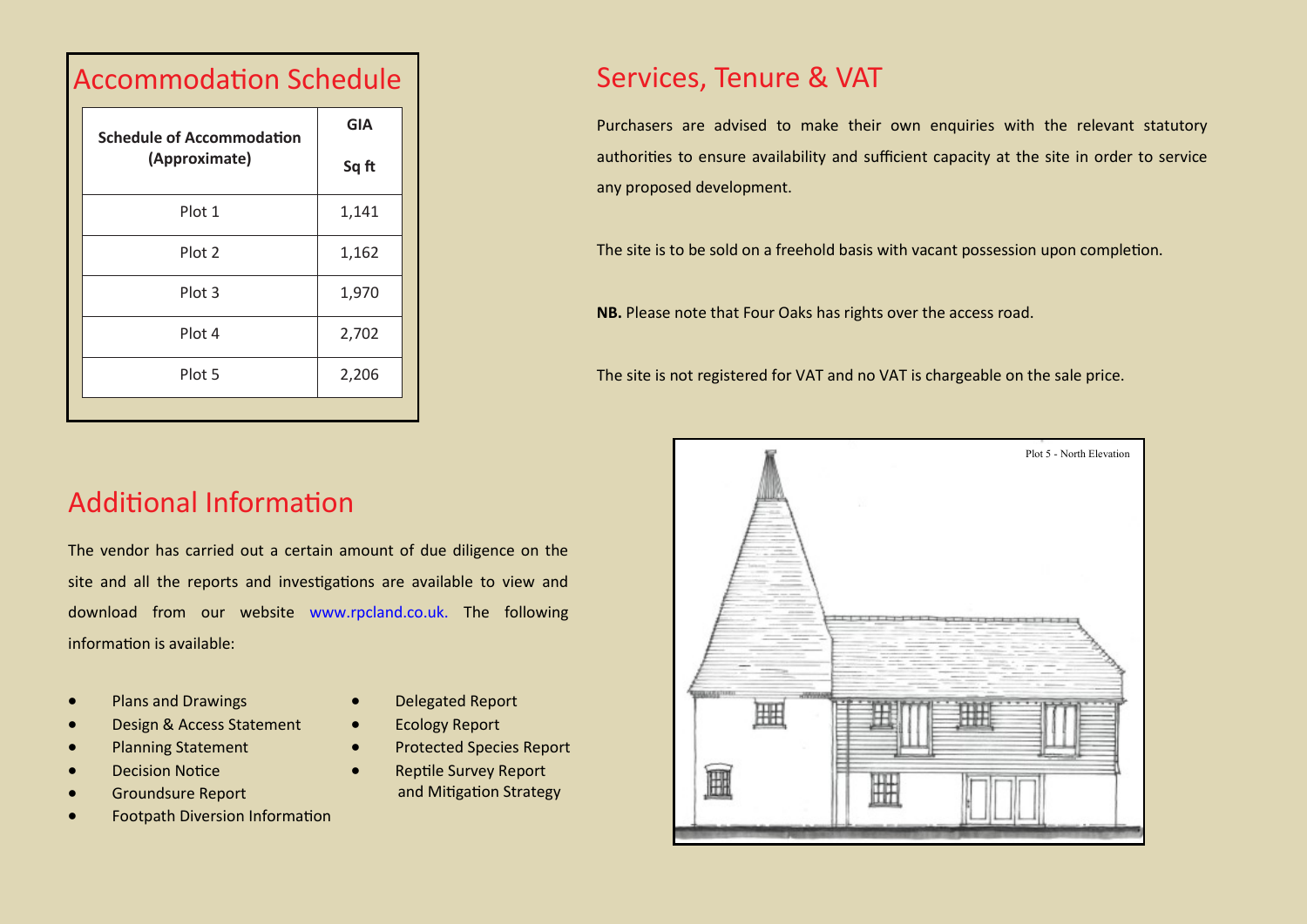## Accommodation Schedule

| Schedule of Accommodation (Approximate) | GIA Sq ft |
|---|---|
| Plot 1 | 1,141 |
| Plot 2 | 1,162 |
| Plot 3 | 1,970 |
| Plot 4 | 2,702 |
| Plot 5 | 2,206 |

## Additional Information

The vendor has carried out a certain amount of due diligence on the site and all the reports and investigations are available to view and download from our website www.rpcland.co.uk. The following information is available:

- Plans and Drawings
- Design & Access Statement
- Planning Statement
- Decision Notice
- Groundsure Report
- Footpath Diversion Information
- Delegated Report
- Ecology Report
- Protected Species Report
- Reptile Survey Report and Mitigation Strategy

## Services, Tenure & VAT

Purchasers are advised to make their own enquiries with the relevant statutory authorities to ensure availability and sufficient capacity at the site in order to service any proposed development.

The site is to be sold on a freehold basis with vacant possession upon completion.

**NB.** Please note that Four Oaks has rights over the access road.

The site is not registered for VAT and no VAT is chargeable on the sale price.

Plot 5 - North Elevation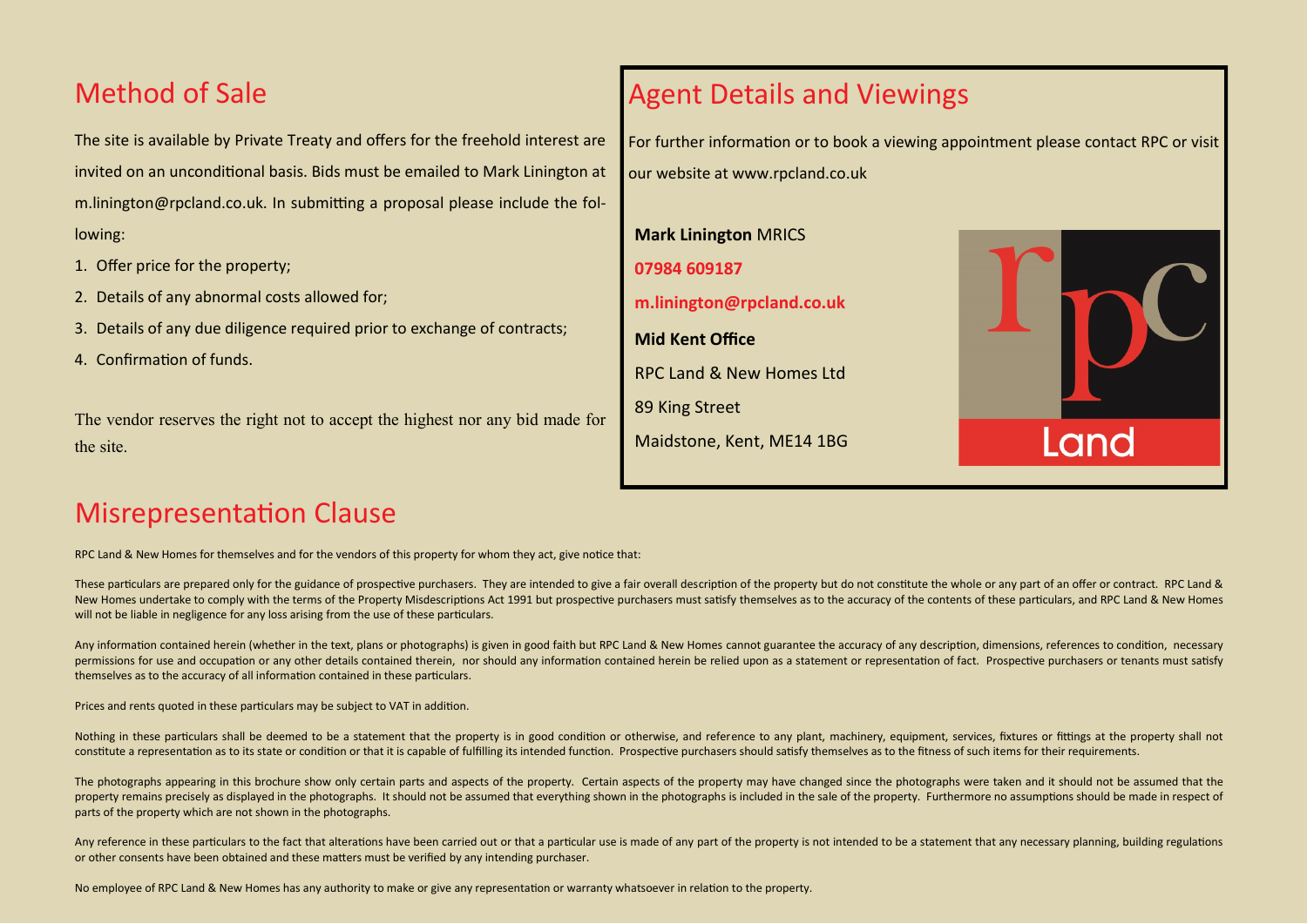## Method of Sale

The site is available by Private Treaty and offers for the freehold interest are invited on an unconditional basis. Bids must be emailed to Mark Linington at m.linington@rpcland.co.uk. In submitting a proposal please include the following:

1. Offer price for the property;
2. Details of any abnormal costs allowed for;
3. Details of any due diligence required prior to exchange of contracts;
4. Confirmation of funds.

The vendor reserves the right not to accept the highest nor any bid made for the site.

## Agent Details and Viewings

For further information or to book a viewing appointment please contact RPC or visit our website at www.rpcland.co.uk

**Mark Linington** MRICS

**07984 609187**

**m.linington@rpcland.co.uk**

**Mid Kent Office**

RPC Land & New Homes Ltd

89 King Street

Maidstone, Kent, ME14 1BG

rpc Land

## Misrepresentation Clause

RPC Land & New Homes for themselves and for the vendors of this property for whom they act, give notice that:

These particulars are prepared only for the guidance of prospective purchasers. They are intended to give a fair overall description of the property but do not constitute the whole or any part of an offer or contract. RPC Land & New Homes undertake to comply with the terms of the Property Misdescriptions Act 1991 but prospective purchasers must satisfy themselves as to the accuracy of the contents of these particulars, and RPC Land & New Homes will not be liable in negligence for any loss arising from the use of these particulars.

Any information contained herein (whether in the text, plans or photographs) is given in good faith but RPC Land & New Homes cannot guarantee the accuracy of any description, dimensions, references to condition, necessary permissions for use and occupation or any other details contained therein, nor should any information contained herein be relied upon as a statement or representation of fact. Prospective purchasers or tenants must satisfy themselves as to the accuracy of all information contained in these particulars.

Prices and rents quoted in these particulars may be subject to VAT in addition.

Nothing in these particulars shall be deemed to be a statement that the property is in good condition or otherwise, and reference to any plant, machinery, equipment, services, fixtures or fittings at the property shall not constitute a representation as to its state or condition or that it is capable of fulfilling its intended function. Prospective purchasers should satisfy themselves as to the fitness of such items for their requirements.

The photographs appearing in this brochure show only certain parts and aspects of the property. Certain aspects of the property may have changed since the photographs were taken and it should not be assumed that the property remains precisely as displayed in the photographs. It should not be assumed that everything shown in the photographs is included in the sale of the property. Furthermore no assumptions should be made in respect of parts of the property which are not shown in the photographs.

Any reference in these particulars to the fact that alterations have been carried out or that a particular use is made of any part of the property is not intended to be a statement that any necessary planning, building regulations or other consents have been obtained and these matters must be verified by any intending purchaser.

No employee of RPC Land & New Homes has any authority to make or give any representation or warranty whatsoever in relation to the property.